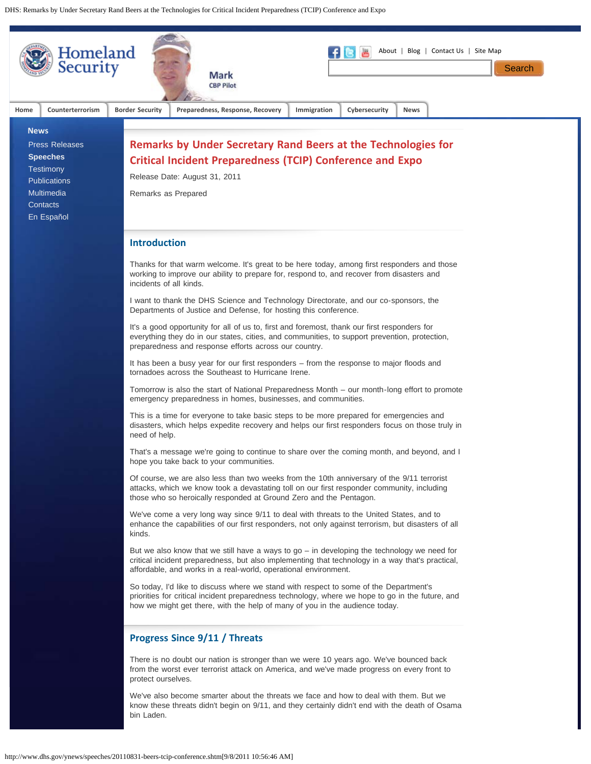# Remarks by Under Secretary Rand Beers at the Technologies for Critical Incident Preparedness (TCIP) Conference and Expo

Release Date: August 31, 2011

Remarks as Prepared

## Introduction

Thanks for that warm welcome. It's great to be here today, among first responders and those working to improve our ability to prepare for, respond to, and recover from disasters and incidents of all kinds.

I want to thank the DHS Science and Technology Directorate, and our co-sponsors, the Departments of Justice and Defense, for hosting this conference.

It's a good opportunity for all of us to, first and foremost, thank our first responders for everything they do in our states, cities, and communities, to support prevention, protection, preparedness and response efforts across our country.

It has been a busy year for our first responders – from the response to major floods and tornadoes across the Southeast to Hurricane Irene.

Tomorrow is also the start of National Preparedness Month – our month-long effort to promote emergency preparedness in homes, businesses, and communities.

This is a time for everyone to take basic steps to be more prepared for emergencies and disasters, which helps expedite recovery and helps our first responders focus on those truly in need of help.

That's a message we're going to continue to share over the coming month, and beyond, and I hope you take back to your communities.

Of course, we are also less than two weeks from the 10th anniversary of the 9/11 terrorist attacks, which we know took a devastating toll on our first responder community, including those who so heroically responded at Ground Zero and the Pentagon.

We've come a very long way since 9/11 to deal with threats to the United States, and to enhance the capabilities of our first responders, not only against terrorism, but disasters of all kinds.

But we also know that we still have a ways to go – in developing the technology we need for critical incident preparedness, but also implementing that technology in a way that's practical, affordable, and works in a real-world, operational environment.

So today, I'd like to discuss where we stand with respect to some of the Department's priorities for critical incident preparedness technology, where we hope to go in the future, and how we might get there, with the help of many of you in the audience today.

## Progress Since 9/11 / Threats

There is no doubt our nation is stronger than we were 10 years ago. We've bounced back from the worst ever terrorist attack on America, and we've made progress on every front to protect ourselves.

We've also become smarter about the threats we face and how to deal with them. But we know these threats didn't begin on 9/11, and they certainly didn't end with the death of Osama bin Laden.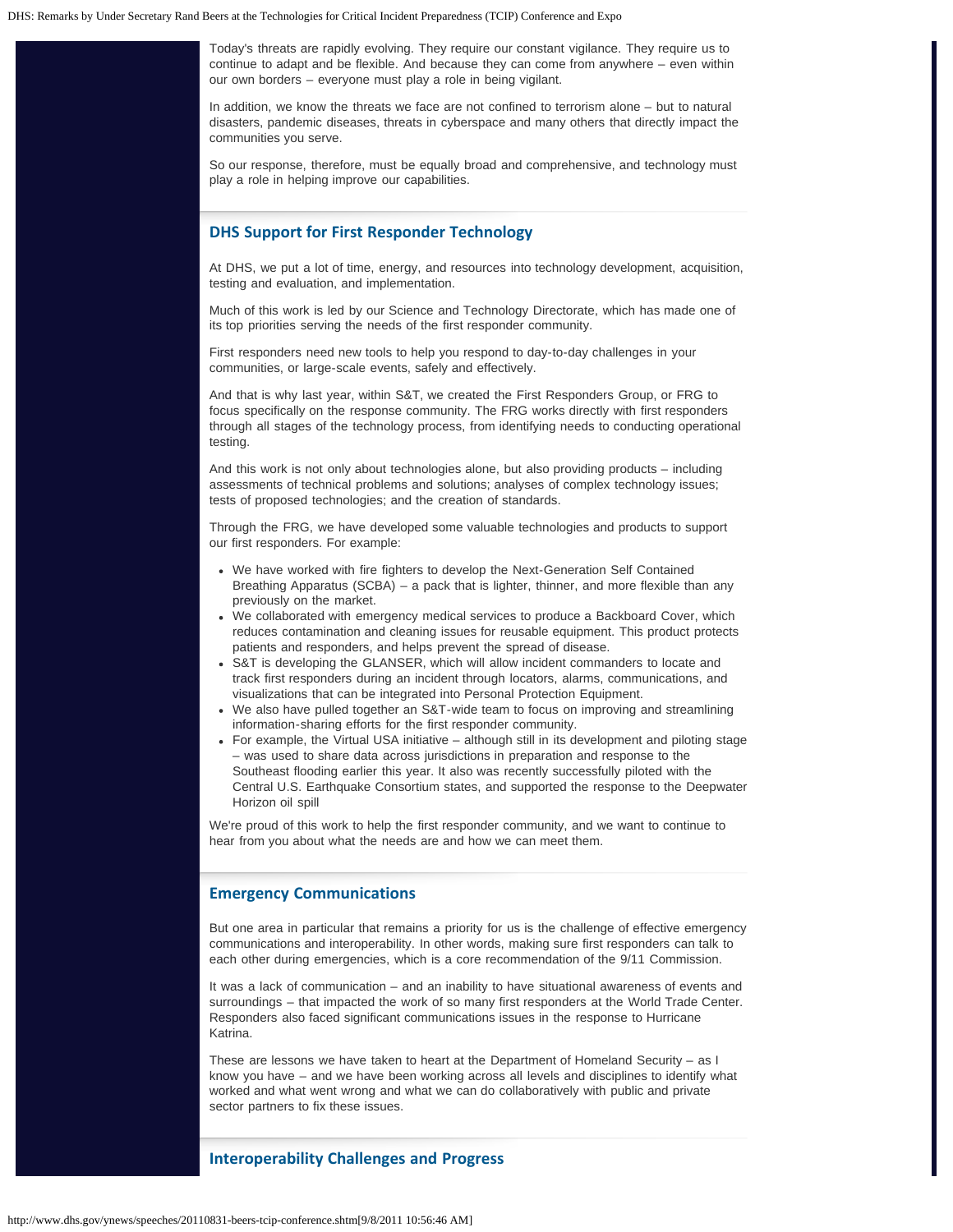Today's threats are rapidly evolving. They require our constant vigilance. They require us to continue to adapt and be flexible. And because they can come from anywhere – even within our own borders – everyone must play a role in being vigilant.

In addition, we know the threats we face are not confined to terrorism alone – but to natural disasters, pandemic diseases, threats in cyberspace and many others that directly impact the communities you serve.

So our response, therefore, must be equally broad and comprehensive, and technology must play a role in helping improve our capabilities.

## DHS Support for First Responder Technology

At DHS, we put a lot of time, energy, and resources into technology development, acquisition, testing and evaluation, and implementation.

Much of this work is led by our Science and Technology Directorate, which has made one of its top priorities serving the needs of the first responder community.

First responders need new tools to help you respond to day-to-day challenges in your communities, or large-scale events, safely and effectively.

And that is why last year, within S&T, we created the First Responders Group, or FRG to focus specifically on the response community. The FRG works directly with first responders through all stages of the technology process, from identifying needs to conducting operational testing.

And this work is not only about technologies alone, but also providing products – including assessments of technical problems and solutions; analyses of complex technology issues; tests of proposed technologies; and the creation of standards.

Through the FRG, we have developed some valuable technologies and products to support our first responders. For example:

- We have worked with fire fighters to develop the Next-Generation Self Contained Breathing Apparatus (SCBA) – a pack that is lighter, thinner, and more flexible than any previously on the market.
- We collaborated with emergency medical services to produce a Backboard Cover, which reduces contamination and cleaning issues for reusable equipment. This product protects patients and responders, and helps prevent the spread of disease.
- S&T is developing the GLANSER, which will allow incident commanders to locate and track first responders during an incident through locators, alarms, communications, and visualizations that can be integrated into Personal Protection Equipment.
- We also have pulled together an S&T-wide team to focus on improving and streamlining information-sharing efforts for the first responder community.
- For example, the Virtual USA initiative – although still in its development and piloting stage – was used to share data across jurisdictions in preparation and response to the Southeast flooding earlier this year. It also was recently successfully piloted with the Central U.S. Earthquake Consortium states, and supported the response to the Deepwater Horizon oil spill

We're proud of this work to help the first responder community, and we want to continue to hear from you about what the needs are and how we can meet them.

## Emergency Communications

But one area in particular that remains a priority for us is the challenge of effective emergency communications and interoperability. In other words, making sure first responders can talk to each other during emergencies, which is a core recommendation of the 9/11 Commission.

It was a lack of communication – and an inability to have situational awareness of events and surroundings – that impacted the work of so many first responders at the World Trade Center. Responders also faced significant communications issues in the response to Hurricane Katrina.

These are lessons we have taken to heart at the Department of Homeland Security – as I know you have – and we have been working across all levels and disciplines to identify what worked and what went wrong and what we can do collaboratively with public and private sector partners to fix these issues.

## Interoperability Challenges and Progress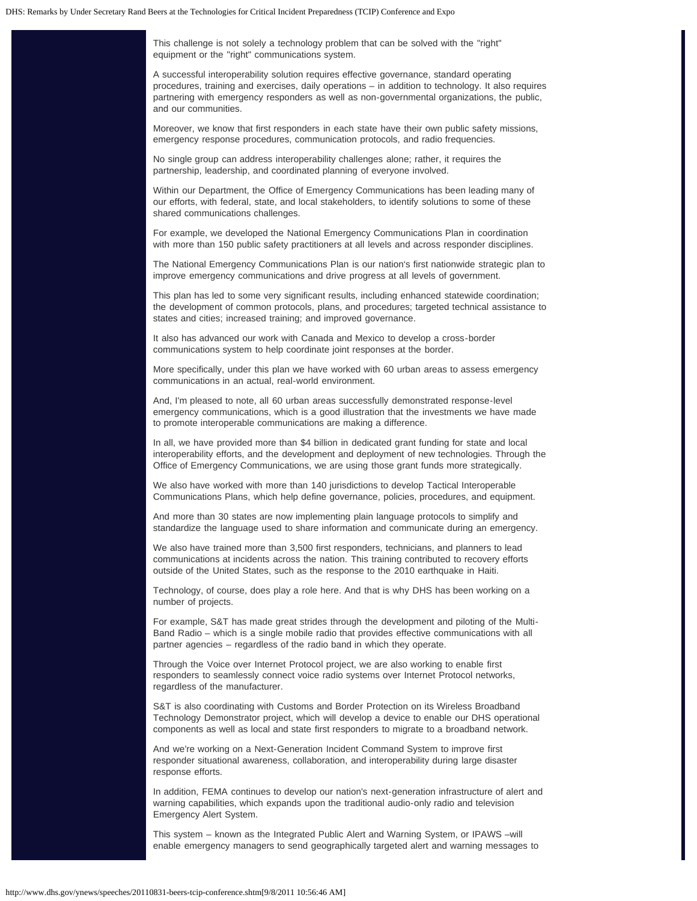This challenge is not solely a technology problem that can be solved with the "right" equipment or the "right" communications system.

A successful interoperability solution requires effective governance, standard operating procedures, training and exercises, daily operations – in addition to technology. It also requires partnering with emergency responders as well as non-governmental organizations, the public, and our communities.

Moreover, we know that first responders in each state have their own public safety missions, emergency response procedures, communication protocols, and radio frequencies.

No single group can address interoperability challenges alone; rather, it requires the partnership, leadership, and coordinated planning of everyone involved.

Within our Department, the Office of Emergency Communications has been leading many of our efforts, with federal, state, and local stakeholders, to identify solutions to some of these shared communications challenges.

For example, we developed the National Emergency Communications Plan in coordination with more than 150 public safety practitioners at all levels and across responder disciplines.

The National Emergency Communications Plan is our nation's first nationwide strategic plan to improve emergency communications and drive progress at all levels of government.

This plan has led to some very significant results, including enhanced statewide coordination; the development of common protocols, plans, and procedures; targeted technical assistance to states and cities; increased training; and improved governance.

It also has advanced our work with Canada and Mexico to develop a cross-border communications system to help coordinate joint responses at the border.

More specifically, under this plan we have worked with 60 urban areas to assess emergency communications in an actual, real-world environment.

And, I'm pleased to note, all 60 urban areas successfully demonstrated response-level emergency communications, which is a good illustration that the investments we have made to promote interoperable communications are making a difference.

In all, we have provided more than $4 billion in dedicated grant funding for state and local interoperability efforts, and the development and deployment of new technologies. Through the Office of Emergency Communications, we are using those grant funds more strategically.

We also have worked with more than 140 jurisdictions to develop Tactical Interoperable Communications Plans, which help define governance, policies, procedures, and equipment.

And more than 30 states are now implementing plain language protocols to simplify and standardize the language used to share information and communicate during an emergency.

We also have trained more than 3,500 first responders, technicians, and planners to lead communications at incidents across the nation. This training contributed to recovery efforts outside of the United States, such as the response to the 2010 earthquake in Haiti.

Technology, of course, does play a role here. And that is why DHS has been working on a number of projects.

For example, S&T has made great strides through the development and piloting of the Multi-Band Radio – which is a single mobile radio that provides effective communications with all partner agencies – regardless of the radio band in which they operate.

Through the Voice over Internet Protocol project, we are also working to enable first responders to seamlessly connect voice radio systems over Internet Protocol networks, regardless of the manufacturer.

S&T is also coordinating with Customs and Border Protection on its Wireless Broadband Technology Demonstrator project, which will develop a device to enable our DHS operational components as well as local and state first responders to migrate to a broadband network.

And we're working on a Next-Generation Incident Command System to improve first responder situational awareness, collaboration, and interoperability during large disaster response efforts.

In addition, FEMA continues to develop our nation's next-generation infrastructure of alert and warning capabilities, which expands upon the traditional audio-only radio and television Emergency Alert System.

This system – known as the Integrated Public Alert and Warning System, or IPAWS –will enable emergency managers to send geographically targeted alert and warning messages to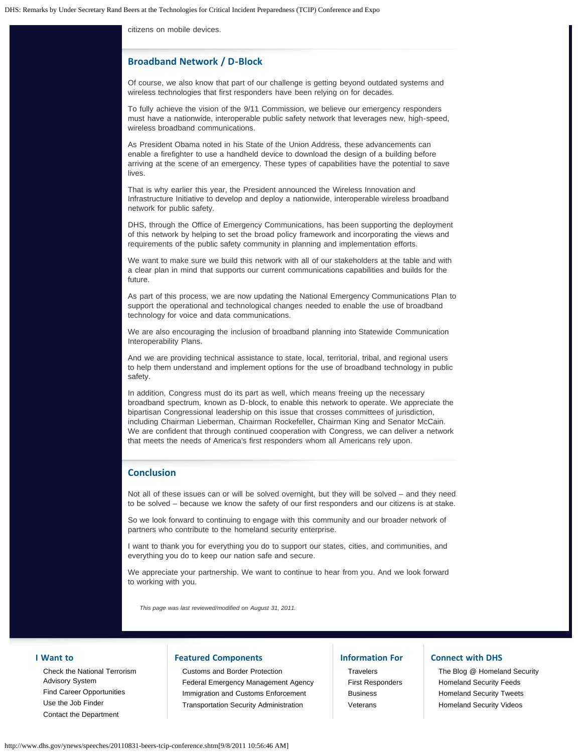citizens on mobile devices.

## Broadband Network / D-Block

Of course, we also know that part of our challenge is getting beyond outdated systems and wireless technologies that first responders have been relying on for decades.

To fully achieve the vision of the 9/11 Commission, we believe our emergency responders must have a nationwide, interoperable public safety network that leverages new, high-speed, wireless broadband communications.

As President Obama noted in his State of the Union Address, these advancements can enable a firefighter to use a handheld device to download the design of a building before arriving at the scene of an emergency. These types of capabilities have the potential to save lives.

That is why earlier this year, the President announced the Wireless Innovation and Infrastructure Initiative to develop and deploy a nationwide, interoperable wireless broadband network for public safety.

DHS, through the Office of Emergency Communications, has been supporting the deployment of this network by helping to set the broad policy framework and incorporating the views and requirements of the public safety community in planning and implementation efforts.

We want to make sure we build this network with all of our stakeholders at the table and with a clear plan in mind that supports our current communications capabilities and builds for the future.

As part of this process, we are now updating the National Emergency Communications Plan to support the operational and technological changes needed to enable the use of broadband technology for voice and data communications.

We are also encouraging the inclusion of broadband planning into Statewide Communication Interoperability Plans.

And we are providing technical assistance to state, local, territorial, tribal, and regional users to help them understand and implement options for the use of broadband technology in public safety.

In addition, Congress must do its part as well, which means freeing up the necessary broadband spectrum, known as D-block, to enable this network to operate. We appreciate the bipartisan Congressional leadership on this issue that crosses committees of jurisdiction, including Chairman Lieberman, Chairman Rockefeller, Chairman King and Senator McCain. We are confident that through continued cooperation with Congress, we can deliver a network that meets the needs of America's first responders whom all Americans rely upon.

## Conclusion

Not all of these issues can or will be solved overnight, but they will be solved – and they need to be solved – because we know the safety of our first responders and our citizens is at stake.

So we look forward to continuing to engage with this community and our broader network of partners who contribute to the homeland security enterprise.

I want to thank you for everything you do to support our states, cities, and communities, and everything you do to keep our nation safe and secure.

We appreciate your partnership. We want to continue to hear from you. And we look forward to working with you.

*This page was last reviewed/modified on August 31, 2011.*

### I Want to

- Check the National Terrorism Advisory System
- Find Career Opportunities
- Use the Job Finder
- Contact the Department

### Featured Components

- Customs and Border Protection
- Federal Emergency Management Agency
- Immigration and Customs Enforcement
- Transportation Security Administration

### Information For

- Travelers
- First Responders
- Business
- Veterans

### Connect with DHS

- The Blog @ Homeland Security
- Homeland Security Feeds
- Homeland Security Tweets
- Homeland Security Videos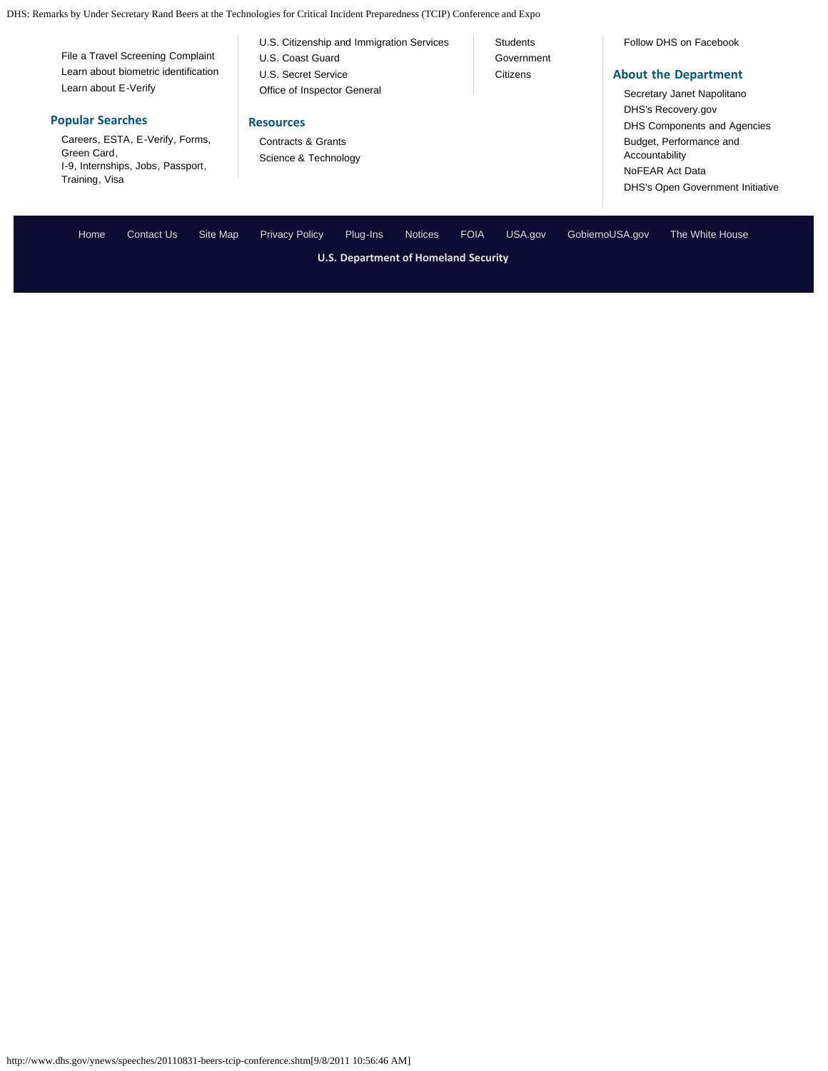File a Travel Screening Complaint
Learn about biometric identification
Learn about E-Verify

### Popular Searches

Careers, ESTA, E-Verify, Forms, Green Card,
I-9, Internships, Jobs, Passport, Training, Visa

U.S. Citizenship and Immigration Services
U.S. Coast Guard
U.S. Secret Service
Office of Inspector General

### Resources

Contracts & Grants
Science & Technology

Students
Government
Citizens

Follow DHS on Facebook

### About the Department

Secretary Janet Napolitano
DHS's Recovery.gov
DHS Components and Agencies
Budget, Performance and Accountability
NoFEAR Act Data
DHS's Open Government Initiative

Home | Contact Us | Site Map | Privacy Policy | Plug-Ins | Notices | FOIA | USA.gov | GobiernoUSA.gov | The White House

**U.S. Department of Homeland Security**